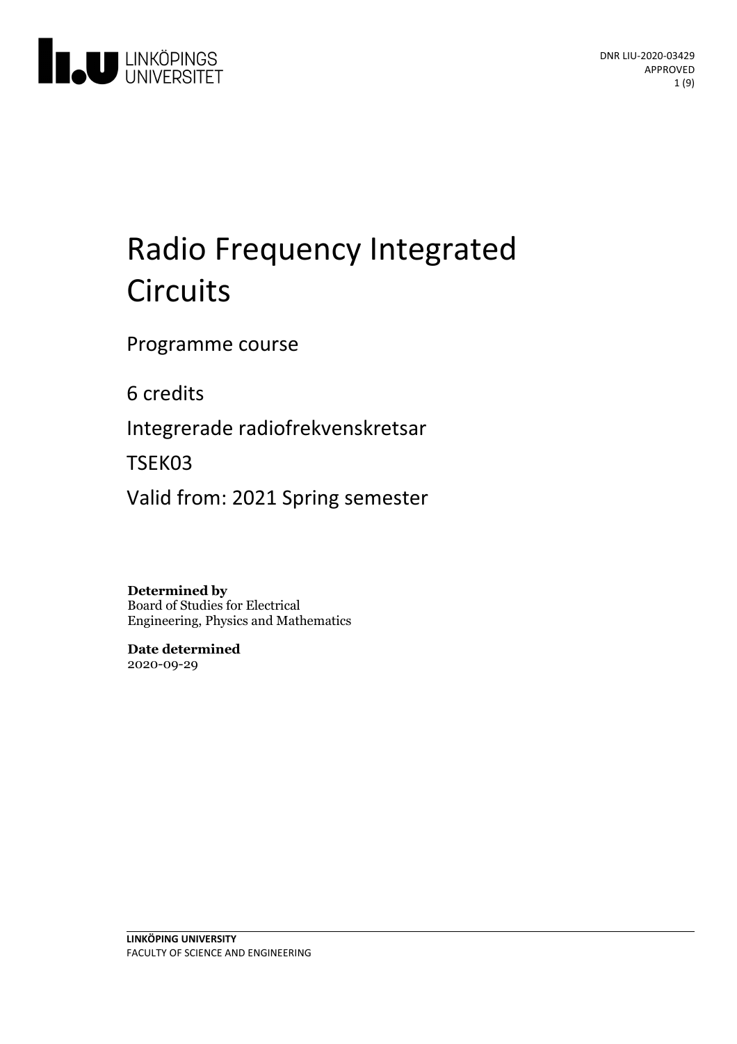DNR LIU-2020-03429
APPROVED

# Radio Frequency Integrated Circuits

Programme course

6 credits

Integrerade radiofrekvenskretsar

TSEK03

Valid from: 2021 Spring semester

**Determined by**
Board of Studies for Electrical Engineering, Physics and Mathematics

**Date determined**
2020-09-29

**LINKÖPING UNIVERSITY**
FACULTY OF SCIENCE AND ENGINEERING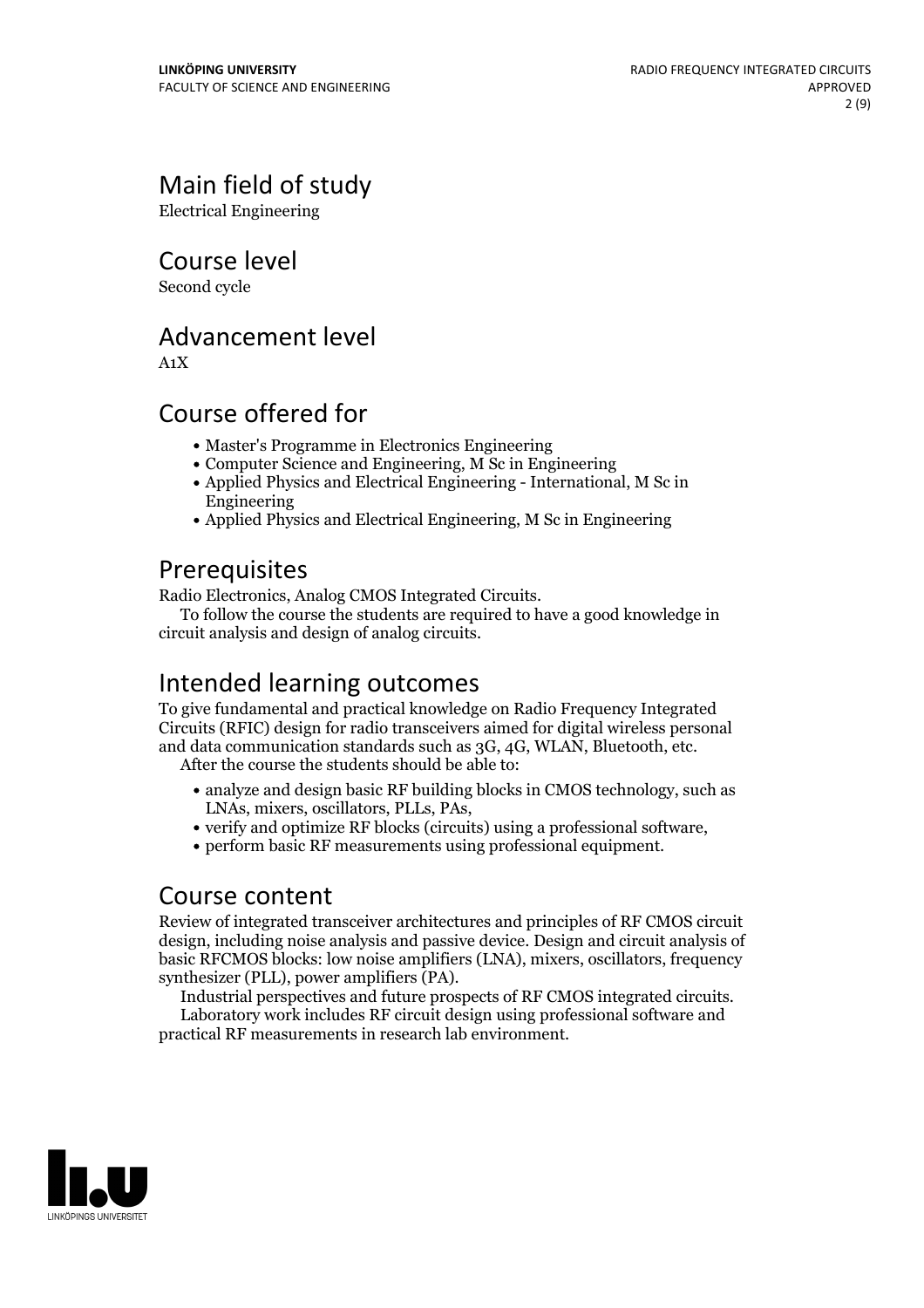## Main field of study

Electrical Engineering

## Course level

Second cycle

## Advancement level

A1X

## Course offered for

- Master's Programme in Electronics Engineering
- Computer Science and Engineering, M Sc in Engineering
- Applied Physics and Electrical Engineering - International, M Sc in Engineering
- Applied Physics and Electrical Engineering, M Sc in Engineering

## Prerequisites

Radio Electronics, Analog CMOS Integrated Circuits.

To follow the course the students are required to have a good knowledge in circuit analysis and design of analog circuits.

## Intended learning outcomes

To give fundamental and practical knowledge on Radio Frequency Integrated Circuits (RFIC) design for radio transceivers aimed for digital wireless personal and data communication standards such as 3G, 4G, WLAN, Bluetooth, etc.

After the course the students should be able to:

- analyze and design basic RF building blocks in CMOS technology, such as LNAs, mixers, oscillators, PLLs, PAs,
- verify and optimize RF blocks (circuits) using a professional software,
- perform basic RF measurements using professional equipment.

## Course content

Review of integrated transceiver architectures and principles of RF CMOS circuit design, including noise analysis and passive device. Design and circuit analysis of basic RFCMOS blocks: low noise amplifiers (LNA), mixers, oscillators, frequency synthesizer (PLL), power amplifiers (PA).

Industrial perspectives and future prospects of RF CMOS integrated circuits.

Laboratory work includes RF circuit design using professional software and practical RF measurements in research lab environment.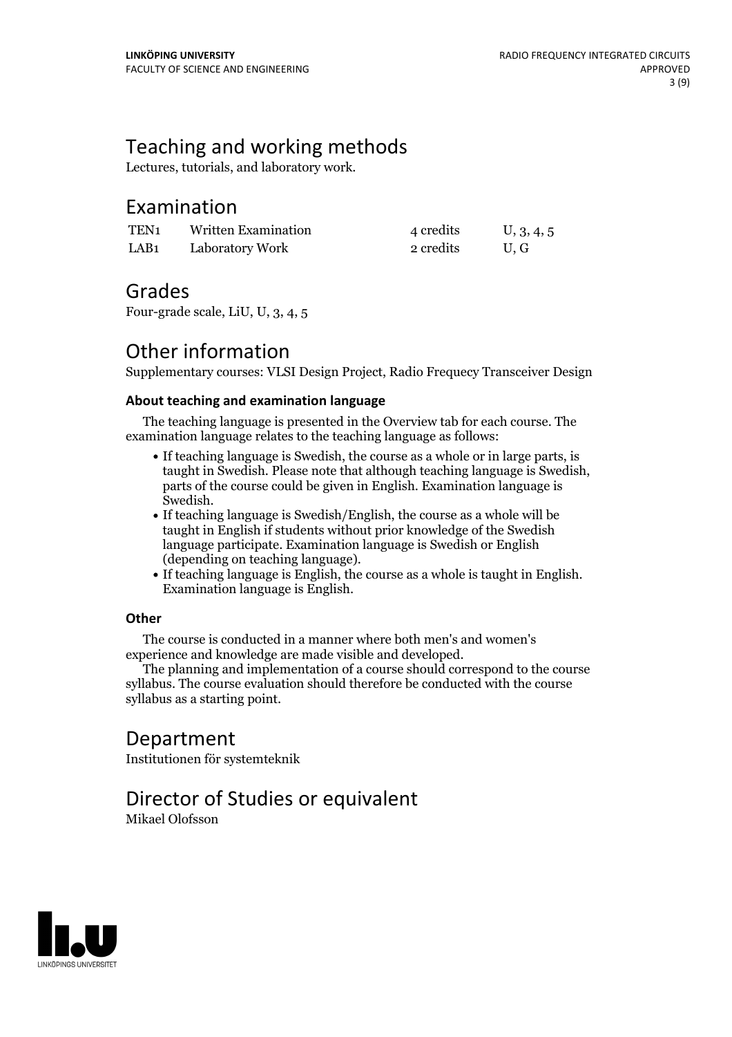## Teaching and working methods

Lectures, tutorials, and laboratory work.

## Examination

| | | | |
|---|---|---|---|
| TEN1 | Written Examination | 4 credits | U, 3, 4, 5 |
| LAB1 | Laboratory Work | 2 credits | U, G |

## Grades

Four-grade scale, LiU, U, 3, 4, 5

## Other information

Supplementary courses: VLSI Design Project, Radio Frequecy Transceiver Design

### About teaching and examination language

The teaching language is presented in the Overview tab for each course. The examination language relates to the teaching language as follows:

- If teaching language is Swedish, the course as a whole or in large parts, is taught in Swedish. Please note that although teaching language is Swedish, parts of the course could be given in English. Examination language is Swedish.
- If teaching language is Swedish/English, the course as a whole will be taught in English if students without prior knowledge of the Swedish language participate. Examination language is Swedish or English (depending on teaching language).
- If teaching language is English, the course as a whole is taught in English. Examination language is English.

### Other

The course is conducted in a manner where both men's and women's experience and knowledge are made visible and developed.

The planning and implementation of a course should correspond to the course syllabus. The course evaluation should therefore be conducted with the course syllabus as a starting point.

## Department

Institutionen för systemteknik

## Director of Studies or equivalent

Mikael Olofsson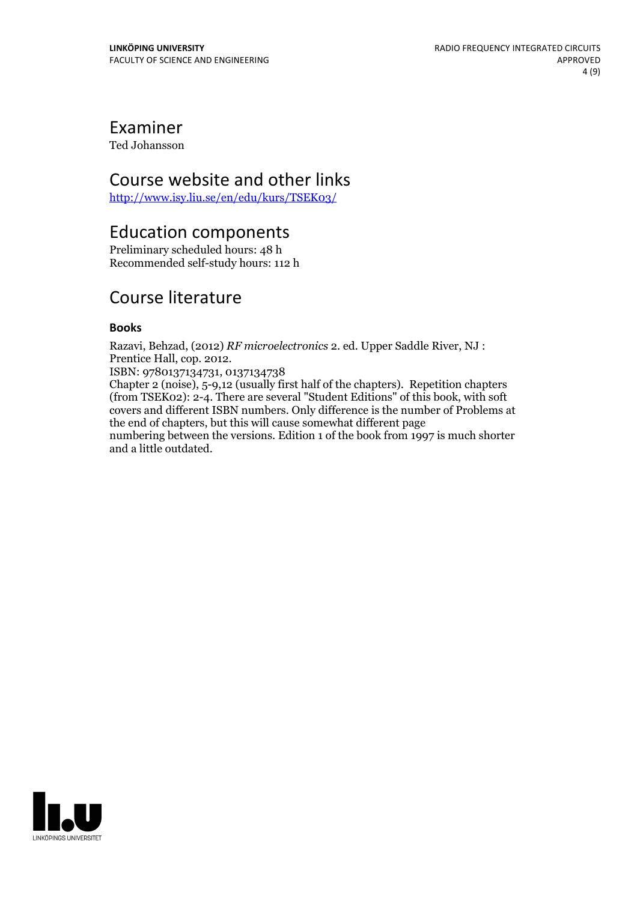## Examiner

Ted Johansson

## Course website and other links

http://www.isy.liu.se/en/edu/kurs/TSEK03/

## Education components

Preliminary scheduled hours: 48 h
Recommended self-study hours: 112 h

## Course literature

### Books

Razavi, Behzad, (2012) *RF microelectronics* 2. ed. Upper Saddle River, NJ : Prentice Hall, cop. 2012.
ISBN: 9780137134731, 0137134738
Chapter 2 (noise), 5-9,12 (usually first half of the chapters). Repetition chapters (from TSEK02): 2-4. There are several "Student Editions" of this book, with soft covers and different ISBN numbers. Only difference is the number of Problems at the end of chapters, but this will cause somewhat different page numbering between the versions. Edition 1 of the book from 1997 is much shorter and a little outdated.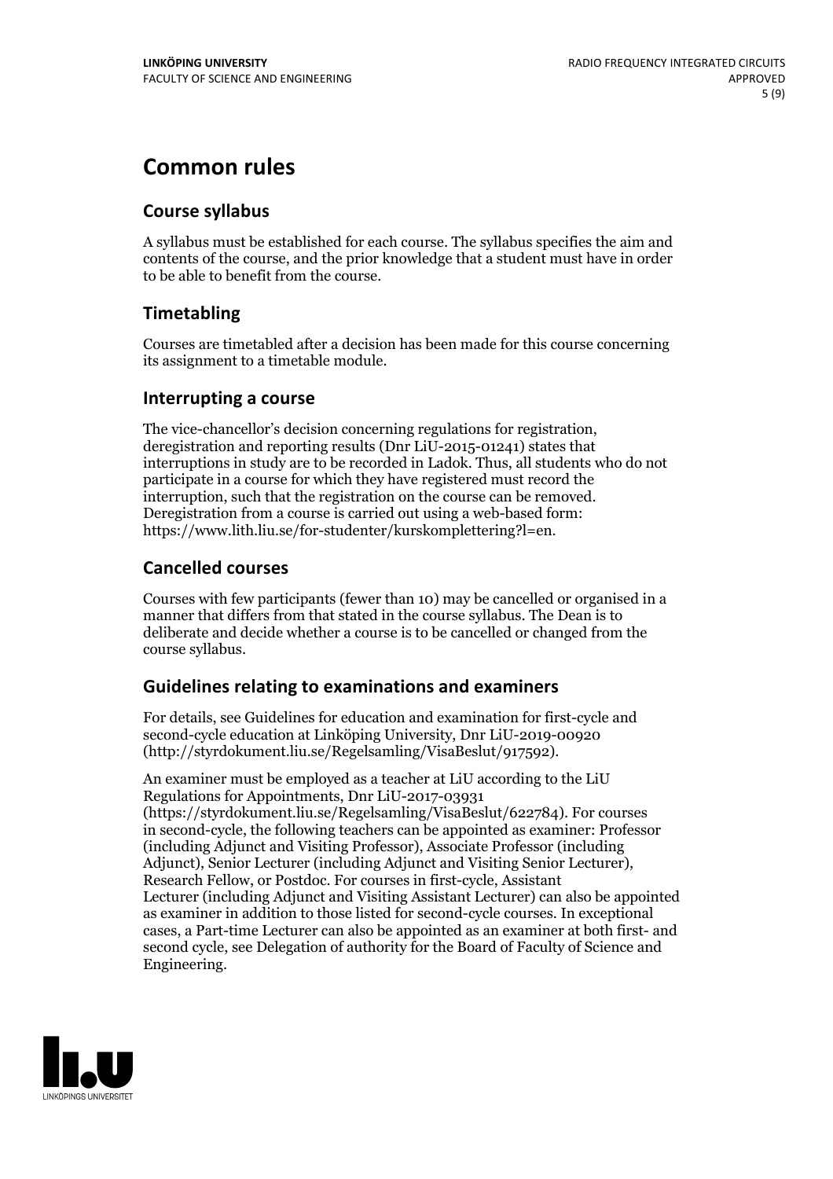# Common rules

## Course syllabus

A syllabus must be established for each course. The syllabus specifies the aim and contents of the course, and the prior knowledge that a student must have in order to be able to benefit from the course.

## Timetabling

Courses are timetabled after a decision has been made for this course concerning its assignment to a timetable module.

## Interrupting a course

The vice-chancellor's decision concerning regulations for registration, deregistration and reporting results (Dnr LiU-2015-01241) states that interruptions in study are to be recorded in Ladok. Thus, all students who do not participate in a course for which they have registered must record the interruption, such that the registration on the course can be removed. Deregistration from a course is carried out using a web-based form: https://www.lith.liu.se/for-studenter/kurskomplettering?l=en.

## Cancelled courses

Courses with few participants (fewer than 10) may be cancelled or organised in a manner that differs from that stated in the course syllabus. The Dean is to deliberate and decide whether a course is to be cancelled or changed from the course syllabus.

## Guidelines relating to examinations and examiners

For details, see Guidelines for education and examination for first-cycle and second-cycle education at Linköping University, Dnr LiU-2019-00920 (http://styrdokument.liu.se/Regelsamling/VisaBeslut/917592).

An examiner must be employed as a teacher at LiU according to the LiU Regulations for Appointments, Dnr LiU-2017-03931 (https://styrdokument.liu.se/Regelsamling/VisaBeslut/622784). For courses in second-cycle, the following teachers can be appointed as examiner: Professor (including Adjunct and Visiting Professor), Associate Professor (including Adjunct), Senior Lecturer (including Adjunct and Visiting Senior Lecturer), Research Fellow, or Postdoc. For courses in first-cycle, Assistant Lecturer (including Adjunct and Visiting Assistant Lecturer) can also be appointed as examiner in addition to those listed for second-cycle courses. In exceptional cases, a Part-time Lecturer can also be appointed as an examiner at both first- and second cycle, see Delegation of authority for the Board of Faculty of Science and Engineering.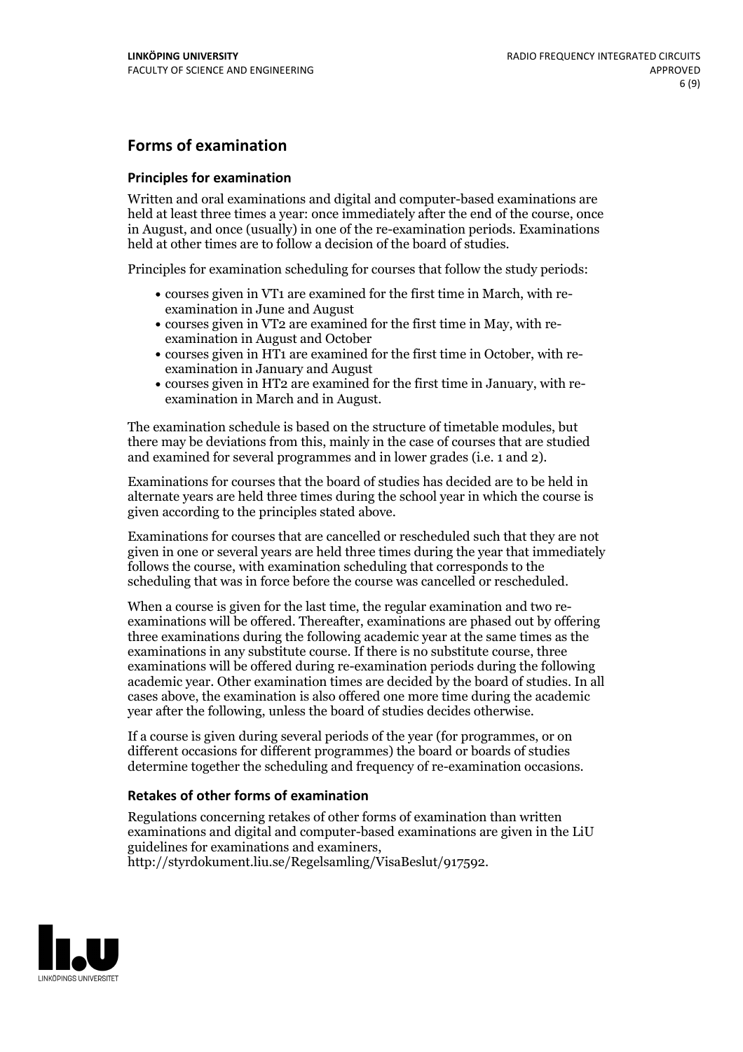## Forms of examination

### Principles for examination

Written and oral examinations and digital and computer-based examinations are held at least three times a year: once immediately after the end of the course, once in August, and once (usually) in one of the re-examination periods. Examinations held at other times are to follow a decision of the board of studies.

Principles for examination scheduling for courses that follow the study periods:

- courses given in VT1 are examined for the first time in March, with re-examination in June and August
- courses given in VT2 are examined for the first time in May, with re-examination in August and October
- courses given in HT1 are examined for the first time in October, with re-examination in January and August
- courses given in HT2 are examined for the first time in January, with re-examination in March and in August.

The examination schedule is based on the structure of timetable modules, but there may be deviations from this, mainly in the case of courses that are studied and examined for several programmes and in lower grades (i.e. 1 and 2).

Examinations for courses that the board of studies has decided are to be held in alternate years are held three times during the school year in which the course is given according to the principles stated above.

Examinations for courses that are cancelled or rescheduled such that they are not given in one or several years are held three times during the year that immediately follows the course, with examination scheduling that corresponds to the scheduling that was in force before the course was cancelled or rescheduled.

When a course is given for the last time, the regular examination and two re-examinations will be offered. Thereafter, examinations are phased out by offering three examinations during the following academic year at the same times as the examinations in any substitute course. If there is no substitute course, three examinations will be offered during re-examination periods during the following academic year. Other examination times are decided by the board of studies. In all cases above, the examination is also offered one more time during the academic year after the following, unless the board of studies decides otherwise.

If a course is given during several periods of the year (for programmes, or on different occasions for different programmes) the board or boards of studies determine together the scheduling and frequency of re-examination occasions.

### Retakes of other forms of examination

Regulations concerning retakes of other forms of examination than written examinations and digital and computer-based examinations are given in the LiU guidelines for examinations and examiners, http://styrdokument.liu.se/Regelsamling/VisaBeslut/917592.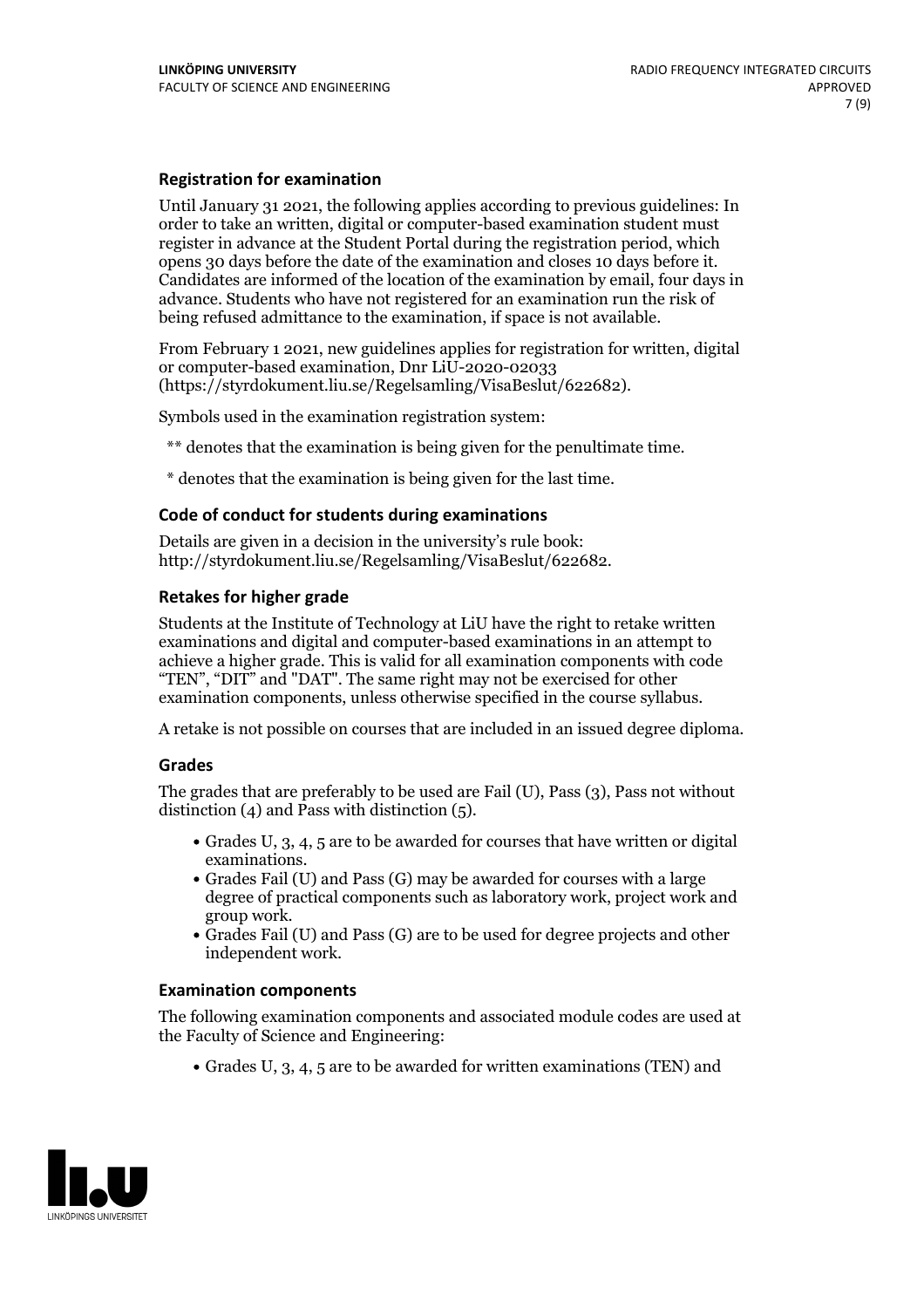### Registration for examination

Until January 31 2021, the following applies according to previous guidelines: In order to take an written, digital or computer-based examination student must register in advance at the Student Portal during the registration period, which opens 30 days before the date of the examination and closes 10 days before it. Candidates are informed of the location of the examination by email, four days in advance. Students who have not registered for an examination run the risk of being refused admittance to the examination, if space is not available.

From February 1 2021, new guidelines applies for registration for written, digital or computer-based examination, Dnr LiU-2020-02033 (https://styrdokument.liu.se/Regelsamling/VisaBeslut/622682).

Symbols used in the examination registration system:

** denotes that the examination is being given for the penultimate time.

* denotes that the examination is being given for the last time.

### Code of conduct for students during examinations

Details are given in a decision in the university's rule book: http://styrdokument.liu.se/Regelsamling/VisaBeslut/622682.

### Retakes for higher grade

Students at the Institute of Technology at LiU have the right to retake written examinations and digital and computer-based examinations in an attempt to achieve a higher grade. This is valid for all examination components with code "TEN", "DIT" and "DAT". The same right may not be exercised for other examination components, unless otherwise specified in the course syllabus.

A retake is not possible on courses that are included in an issued degree diploma.

### Grades

The grades that are preferably to be used are Fail (U), Pass (3), Pass not without distinction (4) and Pass with distinction (5).

- Grades U, 3, 4, 5 are to be awarded for courses that have written or digital examinations.
- Grades Fail (U) and Pass (G) may be awarded for courses with a large degree of practical components such as laboratory work, project work and group work.
- Grades Fail (U) and Pass (G) are to be used for degree projects and other independent work.

### Examination components

The following examination components and associated module codes are used at the Faculty of Science and Engineering:

- Grades U, 3, 4, 5 are to be awarded for written examinations (TEN) and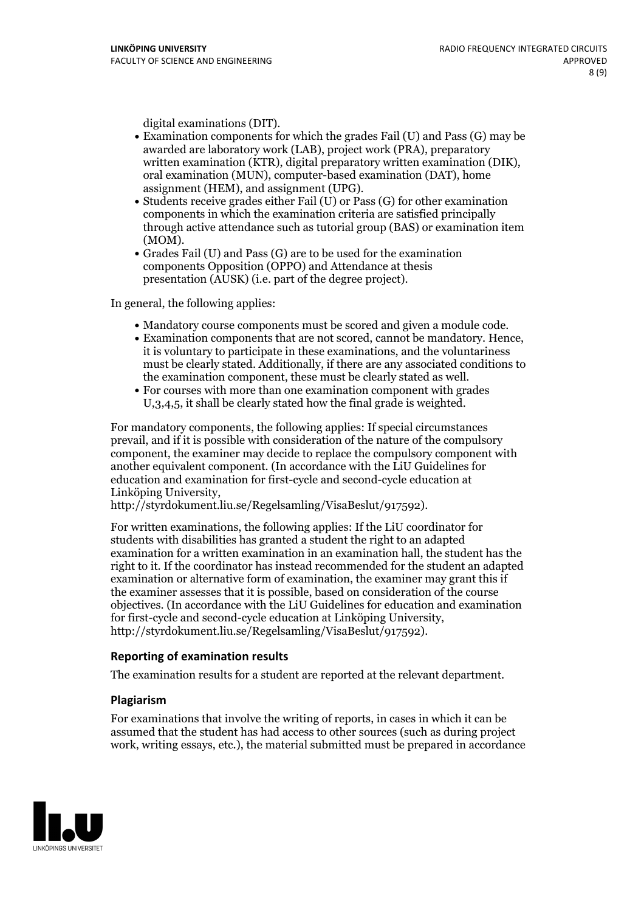digital examinations (DIT).

- Examination components for which the grades Fail (U) and Pass (G) may be awarded are laboratory work (LAB), project work (PRA), preparatory written examination (KTR), digital preparatory written examination (DIK), oral examination (MUN), computer-based examination (DAT), home assignment (HEM), and assignment (UPG).
- Students receive grades either Fail (U) or Pass (G) for other examination components in which the examination criteria are satisfied principally through active attendance such as tutorial group (BAS) or examination item (MOM).
- Grades Fail (U) and Pass (G) are to be used for the examination components Opposition (OPPO) and Attendance at thesis presentation (AUSK) (i.e. part of the degree project).

In general, the following applies:

- Mandatory course components must be scored and given a module code.
- Examination components that are not scored, cannot be mandatory. Hence, it is voluntary to participate in these examinations, and the voluntariness must be clearly stated. Additionally, if there are any associated conditions to the examination component, these must be clearly stated as well.
- For courses with more than one examination component with grades U,3,4,5, it shall be clearly stated how the final grade is weighted.

For mandatory components, the following applies: If special circumstances prevail, and if it is possible with consideration of the nature of the compulsory component, the examiner may decide to replace the compulsory component with another equivalent component. (In accordance with the LiU Guidelines for education and examination for first-cycle and second-cycle education at Linköping University, http://styrdokument.liu.se/Regelsamling/VisaBeslut/917592).

For written examinations, the following applies: If the LiU coordinator for students with disabilities has granted a student the right to an adapted examination for a written examination in an examination hall, the student has the right to it. If the coordinator has instead recommended for the student an adapted examination or alternative form of examination, the examiner may grant this if the examiner assesses that it is possible, based on consideration of the course objectives. (In accordance with the LiU Guidelines for education and examination for first-cycle and second-cycle education at Linköping University, http://styrdokument.liu.se/Regelsamling/VisaBeslut/917592).

### Reporting of examination results

The examination results for a student are reported at the relevant department.

### Plagiarism

For examinations that involve the writing of reports, in cases in which it can be assumed that the student has had access to other sources (such as during project work, writing essays, etc.), the material submitted must be prepared in accordance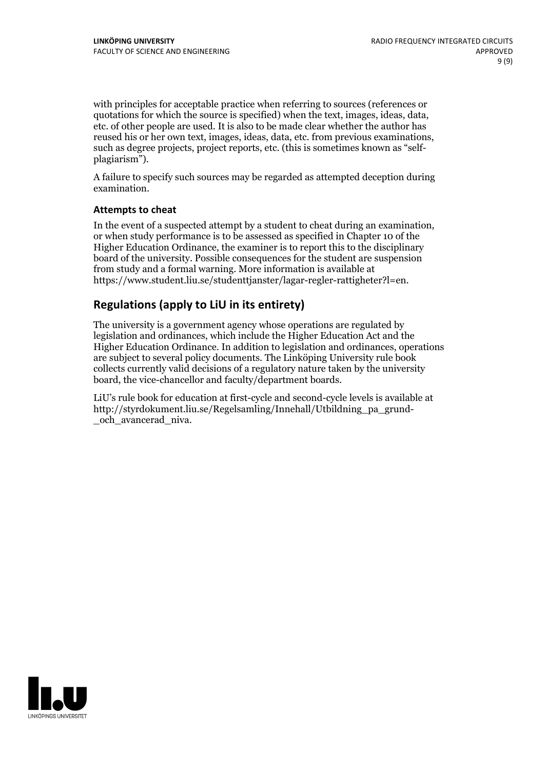with principles for acceptable practice when referring to sources (references or quotations for which the source is specified) when the text, images, ideas, data, etc. of other people are used. It is also to be made clear whether the author has reused his or her own text, images, ideas, data, etc. from previous examinations, such as degree projects, project reports, etc. (this is sometimes known as "self-plagiarism").

A failure to specify such sources may be regarded as attempted deception during examination.

### Attempts to cheat

In the event of a suspected attempt by a student to cheat during an examination, or when study performance is to be assessed as specified in Chapter 10 of the Higher Education Ordinance, the examiner is to report this to the disciplinary board of the university. Possible consequences for the student are suspension from study and a formal warning. More information is available at https://www.student.liu.se/studenttjanster/lagar-regler-rattigheter?l=en.

## Regulations (apply to LiU in its entirety)

The university is a government agency whose operations are regulated by legislation and ordinances, which include the Higher Education Act and the Higher Education Ordinance. In addition to legislation and ordinances, operations are subject to several policy documents. The Linköping University rule book collects currently valid decisions of a regulatory nature taken by the university board, the vice-chancellor and faculty/department boards.

LiU's rule book for education at first-cycle and second-cycle levels is available at http://styrdokument.liu.se/Regelsamling/Innehall/Utbildning_pa_grund-_och_avancerad_niva.